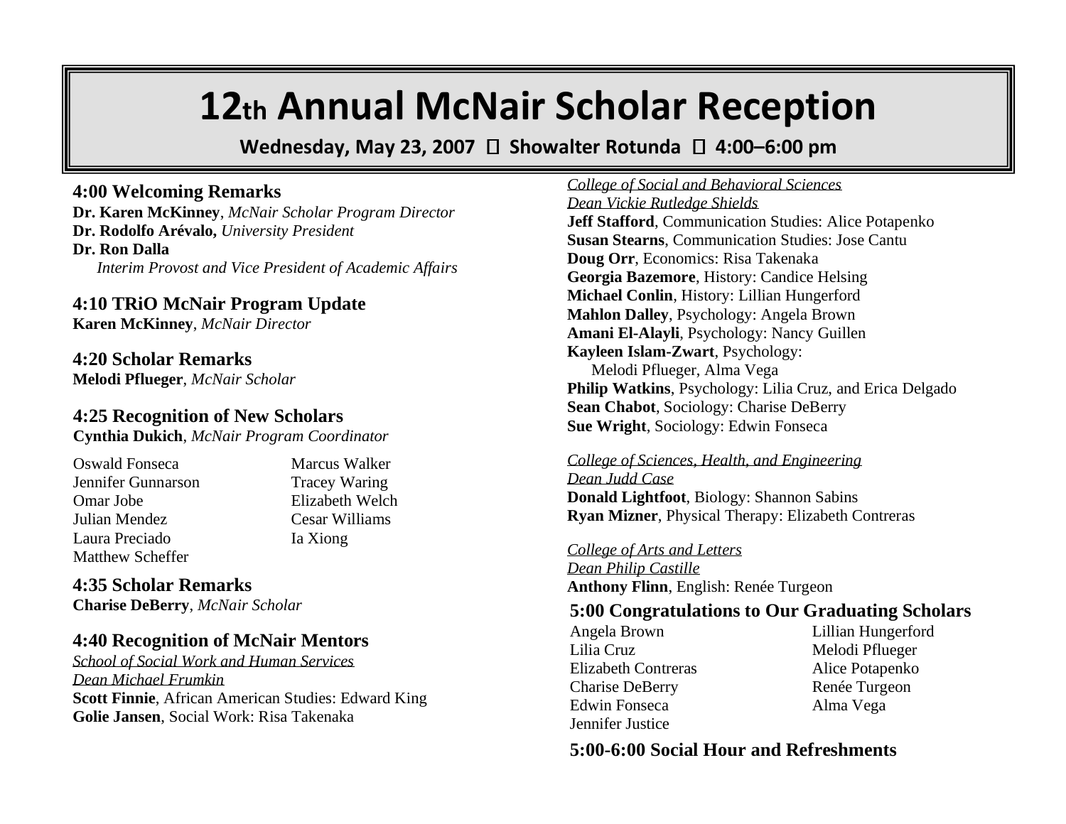# 12th Annual McNair Scholar Reception

**Wednesday, May 23, 2007  Showalter Rotunda  4:00–6:00 pm**

### 4:00 Welcoming Remarks

**Dr. Karen McKinney**, *McNair Scholar Program Director*
**Dr. Rodolfo Arévalo,** *University President*
**Dr. Ron Dalla**
*Interim Provost and Vice President of Academic Affairs*

### 4:10 TRiO McNair Program Update

**Karen McKinney**, *McNair Director*

### 4:20 Scholar Remarks

**Melodi Pflueger**, *McNair Scholar*

### 4:25 Recognition of New Scholars

**Cynthia Dukich**, *McNair Program Coordinator*

| | |
|---|---|
| Oswald Fonseca | Marcus Walker |
| Jennifer Gunnarson | Tracey Waring |
| Omar Jobe | Elizabeth Welch |
| Julian Mendez | Cesar Williams |
| Laura Preciado | Ia Xiong |
| Matthew Scheffer | |

### 4:35 Scholar Remarks

**Charise DeBerry**, *McNair Scholar*

### 4:40 Recognition of McNair Mentors

*School of Social Work and Human Services*
*Dean Michael Frumkin*
**Scott Finnie**, African American Studies: Edward King
**Golie Jansen**, Social Work: Risa Takenaka

*College of Social and Behavioral Sciences*
*Dean Vickie Rutledge Shields*
**Jeff Stafford**, Communication Studies: Alice Potapenko
**Susan Stearns**, Communication Studies: Jose Cantu
**Doug Orr**, Economics: Risa Takenaka
**Georgia Bazemore**, History: Candice Helsing
**Michael Conlin**, History: Lillian Hungerford
**Mahlon Dalley**, Psychology: Angela Brown
**Amani El-Alayli**, Psychology: Nancy Guillen
**Kayleen Islam-Zwart**, Psychology:
Melodi Pflueger, Alma Vega
**Philip Watkins**, Psychology: Lilia Cruz, and Erica Delgado
**Sean Chabot**, Sociology: Charise DeBerry
**Sue Wright**, Sociology: Edwin Fonseca

*College of Sciences, Health, and Engineering*
*Dean Judd Case*
**Donald Lightfoot**, Biology: Shannon Sabins
**Ryan Mizner**, Physical Therapy: Elizabeth Contreras

*College of Arts and Letters*
*Dean Philip Castille*
**Anthony Flinn**, English: Renée Turgeon

### 5:00 Congratulations to Our Graduating Scholars

| | |
|---|---|
| Angela Brown | Lillian Hungerford |
| Lilia Cruz | Melodi Pflueger |
| Elizabeth Contreras | Alice Potapenko |
| Charise DeBerry | Renée Turgeon |
| Edwin Fonseca | Alma Vega |
| Jennifer Justice | |

### 5:00-6:00 Social Hour and Refreshments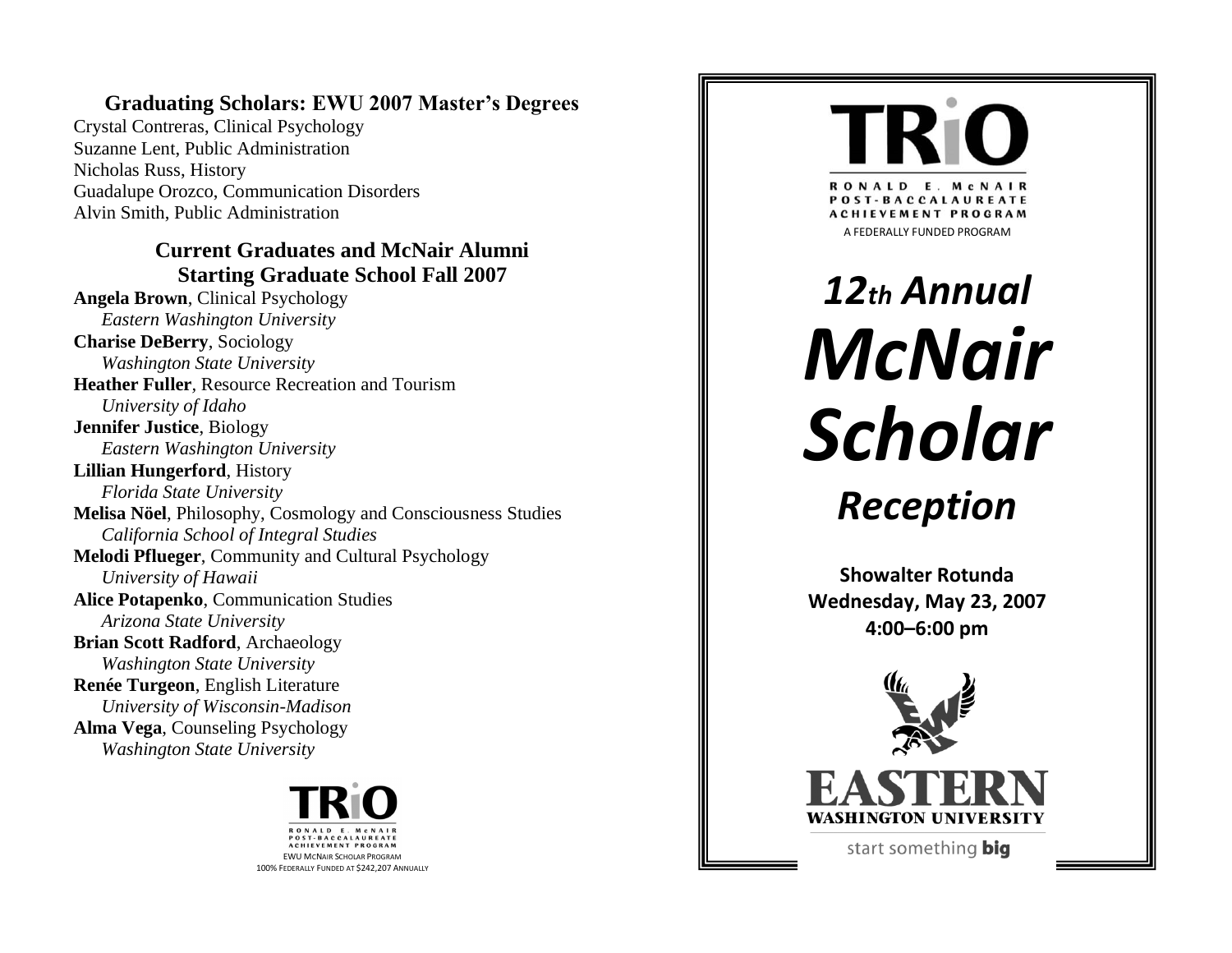## Graduating Scholars: EWU 2007 Master's Degrees

Crystal Contreras, Clinical Psychology
Suzanne Lent, Public Administration
Nicholas Russ, History
Guadalupe Orozco, Communication Disorders
Alvin Smith, Public Administration

## Current Graduates and McNair Alumni Starting Graduate School Fall 2007

**Angela Brown**, Clinical Psychology
*Eastern Washington University*
**Charise DeBerry**, Sociology
*Washington State University*
**Heather Fuller**, Resource Recreation and Tourism
*University of Idaho*
**Jennifer Justice**, Biology
*Eastern Washington University*
**Lillian Hungerford**, History
*Florida State University*
**Melisa Nöel**, Philosophy, Cosmology and Consciousness Studies
*California School of Integral Studies*
**Melodi Pflueger**, Community and Cultural Psychology
*University of Hawaii*
**Alice Potapenko**, Communication Studies
*Arizona State University*
**Brian Scott Radford**, Archaeology
*Washington State University*
**Renée Turgeon**, English Literature
*University of Wisconsin-Madison*
**Alma Vega**, Counseling Psychology
*Washington State University*

TRiO
RONALD E. McNAIR POST-BACCALAUREATE ACHIEVEMENT PROGRAM
EWU McNair Scholar Program
100% Federally Funded at $242,207 Annually

---

TRiO
RONALD E. McNAIR POST-BACCALAUREATE ACHIEVEMENT PROGRAM
A FEDERALLY FUNDED PROGRAM

# *12th Annual McNair Scholar Reception*

**Showalter Rotunda**
**Wednesday, May 23, 2007**
**4:00–6:00 pm**

EASTERN WASHINGTON UNIVERSITY
start something **big**